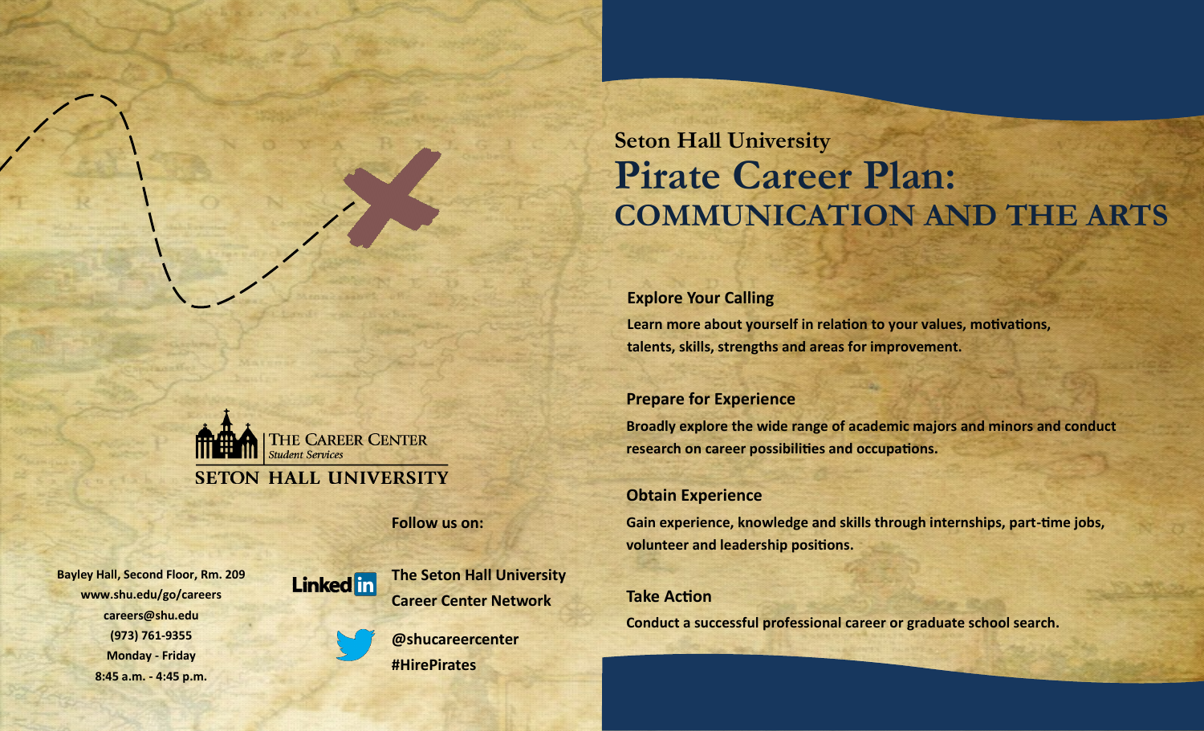# Seton Hall University

# Pirate Career Plan: COMMUNICATION AND THE ARTS

### Explore Your Calling

**Learn more about yourself in relation to your values, motivations, talents, skills, strengths and areas for improvement.**

### Prepare for Experience

**Broadly explore the wide range of academic majors and minors and conduct research on career possibilities and occupations.**

### Obtain Experience

**Gain experience, knowledge and skills through internships, part-time jobs, volunteer and leadership positions.**

### Take Action

**Conduct a successful professional career or graduate school search.**

---

THE CAREER CENTER
*Student Services*
SETON HALL UNIVERSITY

**Bayley Hall, Second Floor, Rm. 209**
**www.shu.edu/go/careers**
**careers@shu.edu**
**(973) 761-9355**
**Monday - Friday**
**8:45 a.m. - 4:45 p.m.**

**Follow us on:**

**LinkedIn: The Seton Hall University Career Center Network**

**Twitter: @shucareercenter #HirePirates**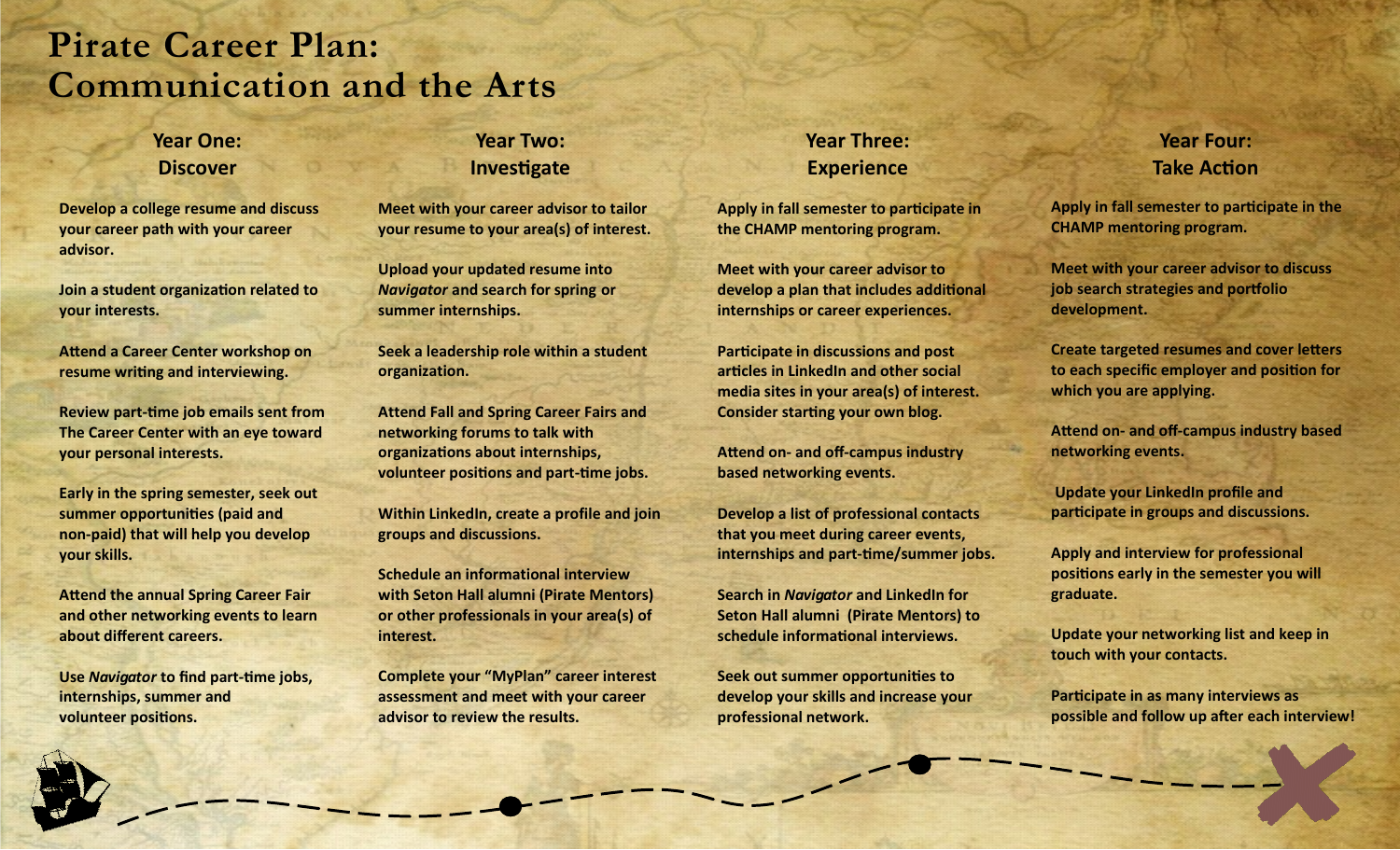# Pirate Career Plan: Communication and the Arts

## Year One: Discover

Develop a college resume and discuss your career path with your career advisor.

Join a student organization related to your interests.

Attend a Career Center workshop on resume writing and interviewing.

Review part-time job emails sent from The Career Center with an eye toward your personal interests.

Early in the spring semester, seek out summer opportunities (paid and non-paid) that will help you develop your skills.

Attend the annual Spring Career Fair and other networking events to learn about different careers.

Use *Navigator* to find part-time jobs, internships, summer and volunteer positions.

## Year Two: Investigate

Meet with your career advisor to tailor your resume to your area(s) of interest.

Upload your updated resume into *Navigator* and search for spring or summer internships.

Seek a leadership role within a student organization.

Attend Fall and Spring Career Fairs and networking forums to talk with organizations about internships, volunteer positions and part-time jobs.

Within LinkedIn, create a profile and join groups and discussions.

Schedule an informational interview with Seton Hall alumni (Pirate Mentors) or other professionals in your area(s) of interest.

Complete your "MyPlan" career interest assessment and meet with your career advisor to review the results.

## Year Three: Experience

Apply in fall semester to participate in the CHAMP mentoring program.

Meet with your career advisor to develop a plan that includes additional internships or career experiences.

Participate in discussions and post articles in LinkedIn and other social media sites in your area(s) of interest. Consider starting your own blog.

Attend on- and off-campus industry based networking events.

Develop a list of professional contacts that you meet during career events, internships and part-time/summer jobs.

Search in *Navigator* and LinkedIn for Seton Hall alumni (Pirate Mentors) to schedule informational interviews.

Seek out summer opportunities to develop your skills and increase your professional network.

## Year Four: Take Action

Apply in fall semester to participate in the CHAMP mentoring program.

Meet with your career advisor to discuss job search strategies and portfolio development.

Create targeted resumes and cover letters to each specific employer and position for which you are applying.

Attend on- and off-campus industry based networking events.

Update your LinkedIn profile and participate in groups and discussions.

Apply and interview for professional positions early in the semester you will graduate.

Update your networking list and keep in touch with your contacts.

Participate in as many interviews as possible and follow up after each interview!